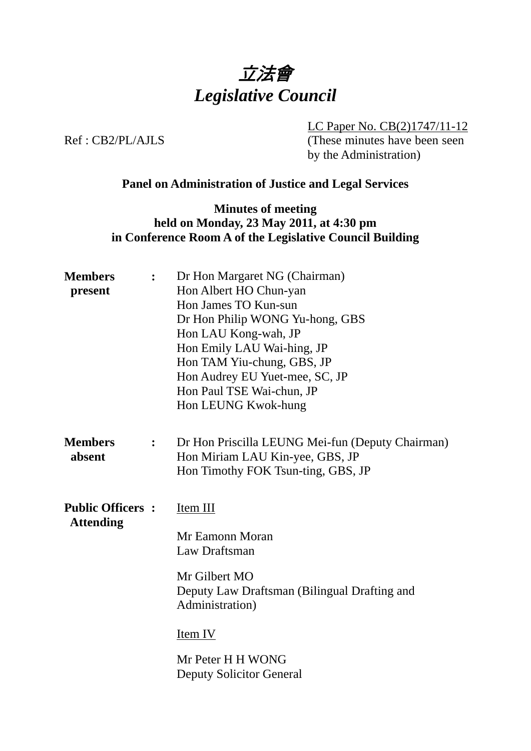# 立法會
# *Legislative Council*

LC Paper No. CB(2)1747/11-12
(These minutes have been seen by the Administration)

Ref : CB2/PL/AJLS

**Panel on Administration of Justice and Legal Services**

**Minutes of meeting**
**held on Monday, 23 May 2011, at 4:30 pm**
**in Conference Room A of the Legislative Council Building**

**Members present** :
Dr Hon Margaret NG (Chairman)
Hon Albert HO Chun-yan
Hon James TO Kun-sun
Dr Hon Philip WONG Yu-hong, GBS
Hon LAU Kong-wah, JP
Hon Emily LAU Wai-hing, JP
Hon TAM Yiu-chung, GBS, JP
Hon Audrey EU Yuet-mee, SC, JP
Hon Paul TSE Wai-chun, JP
Hon LEUNG Kwok-hung

**Members absent** :
Dr Hon Priscilla LEUNG Mei-fun (Deputy Chairman)
Hon Miriam LAU Kin-yee, GBS, JP
Hon Timothy FOK Tsun-ting, GBS, JP

**Public Officers Attending** :
Item III

Mr Eamonn Moran
Law Draftsman

Mr Gilbert MO
Deputy Law Draftsman (Bilingual Drafting and Administration)

Item IV

Mr Peter H H WONG
Deputy Solicitor General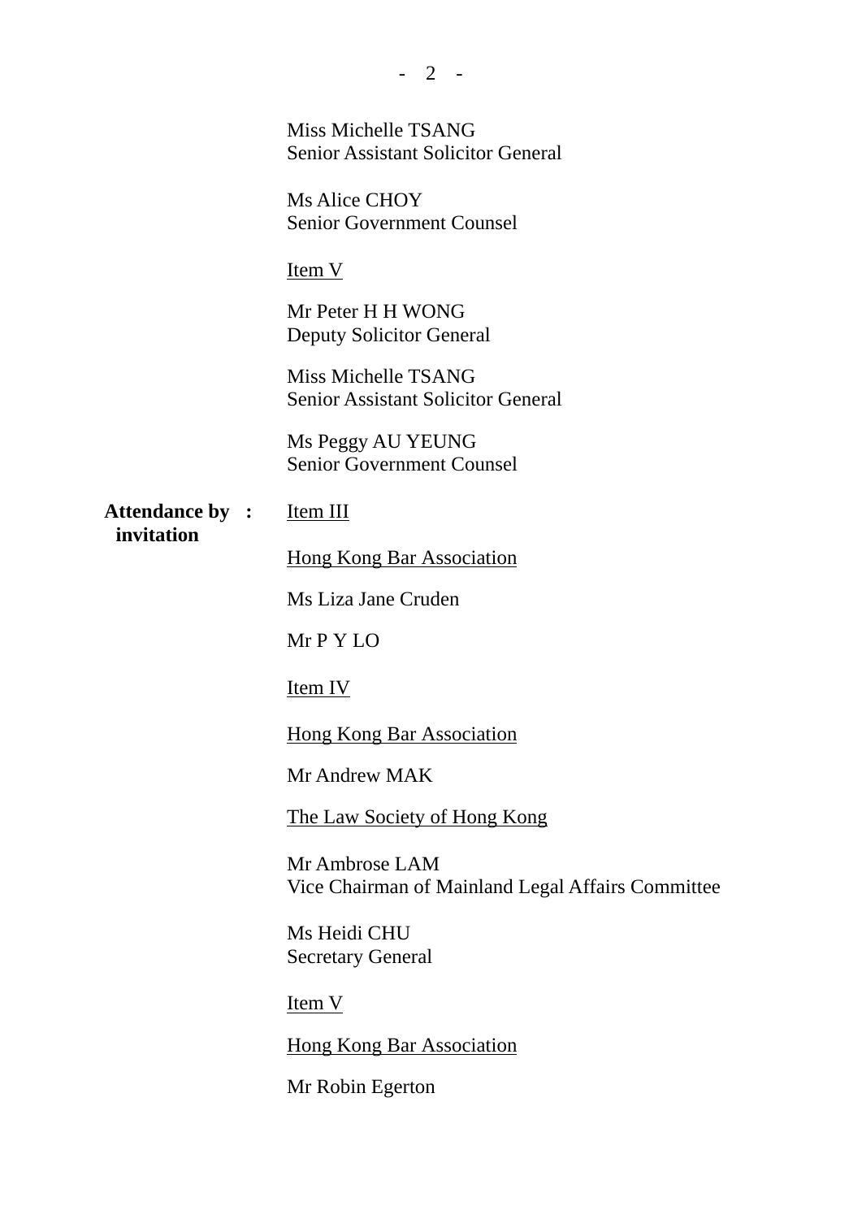Miss Michelle TSANG
Senior Assistant Solicitor General

Ms Alice CHOY
Senior Government Counsel

Item V

Mr Peter H H WONG
Deputy Solicitor General

Miss Michelle TSANG
Senior Assistant Solicitor General

Ms Peggy AU YEUNG
Senior Government Counsel

**Attendance by invitation :**

Item III

Hong Kong Bar Association

Ms Liza Jane Cruden

Mr P Y LO

Item IV

Hong Kong Bar Association

Mr Andrew MAK

The Law Society of Hong Kong

Mr Ambrose LAM
Vice Chairman of Mainland Legal Affairs Committee

Ms Heidi CHU
Secretary General

Item V

Hong Kong Bar Association

Mr Robin Egerton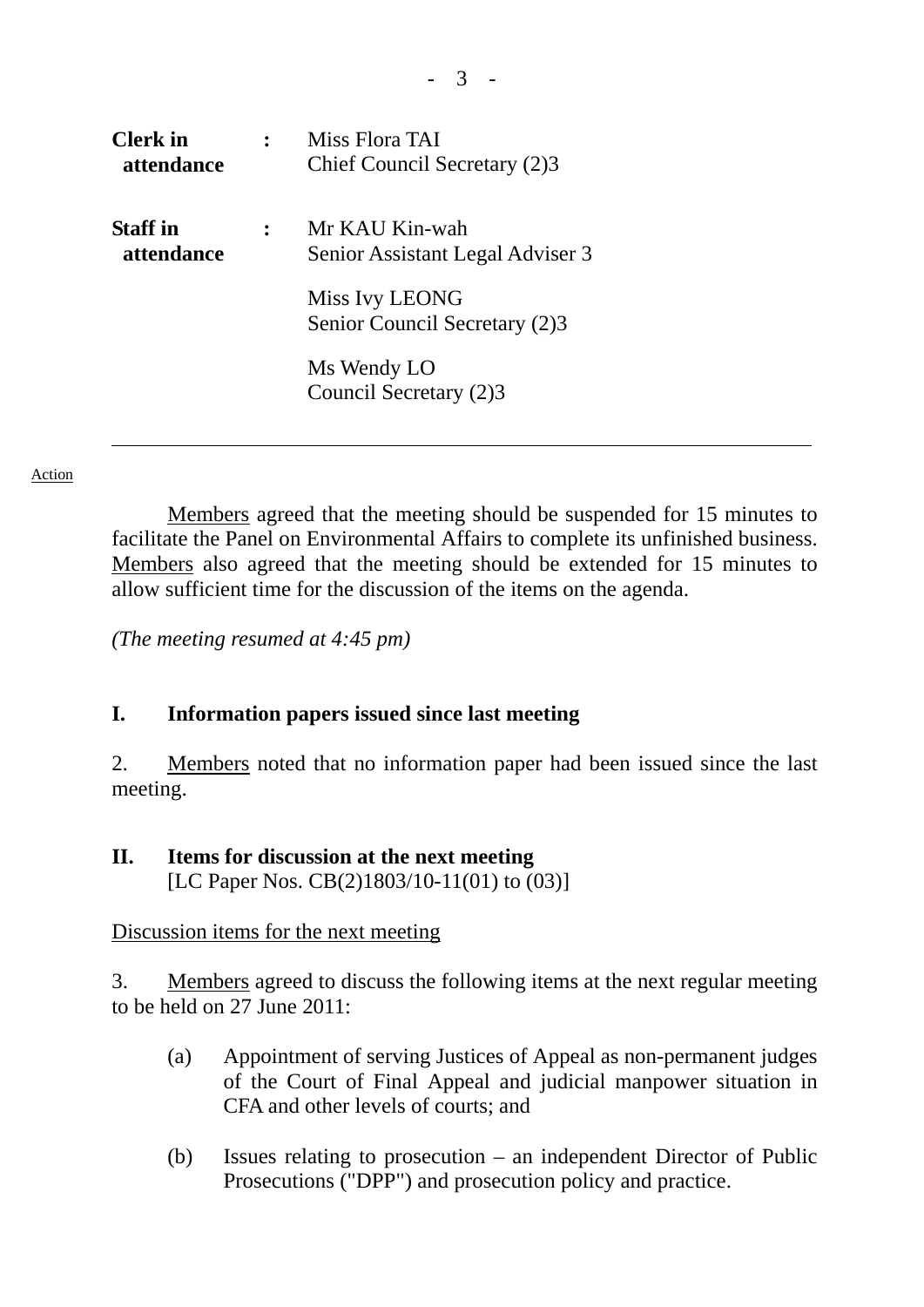| | | |
|---|---|---|
| **Clerk in attendance** | **:** | Miss Flora TAI<br>Chief Council Secretary (2)3 |
| **Staff in attendance** | **:** | Mr KAU Kin-wah<br>Senior Assistant Legal Adviser 3<br><br>Miss Ivy LEONG<br>Senior Council Secretary (2)3<br><br>Ms Wendy LO<br>Council Secretary (2)3 |

---

Action

Members agreed that the meeting should be suspended for 15 minutes to facilitate the Panel on Environmental Affairs to complete its unfinished business. Members also agreed that the meeting should be extended for 15 minutes to allow sufficient time for the discussion of the items on the agenda.

*(The meeting resumed at 4:45 pm)*

## I. Information papers issued since last meeting

2. Members noted that no information paper had been issued since the last meeting.

## II. Items for discussion at the next meeting

[LC Paper Nos. CB(2)1803/10-11(01) to (03)]

Discussion items for the next meeting

3. Members agreed to discuss the following items at the next regular meeting to be held on 27 June 2011:

(a) Appointment of serving Justices of Appeal as non-permanent judges of the Court of Final Appeal and judicial manpower situation in CFA and other levels of courts; and

(b) Issues relating to prosecution – an independent Director of Public Prosecutions ("DPP") and prosecution policy and practice.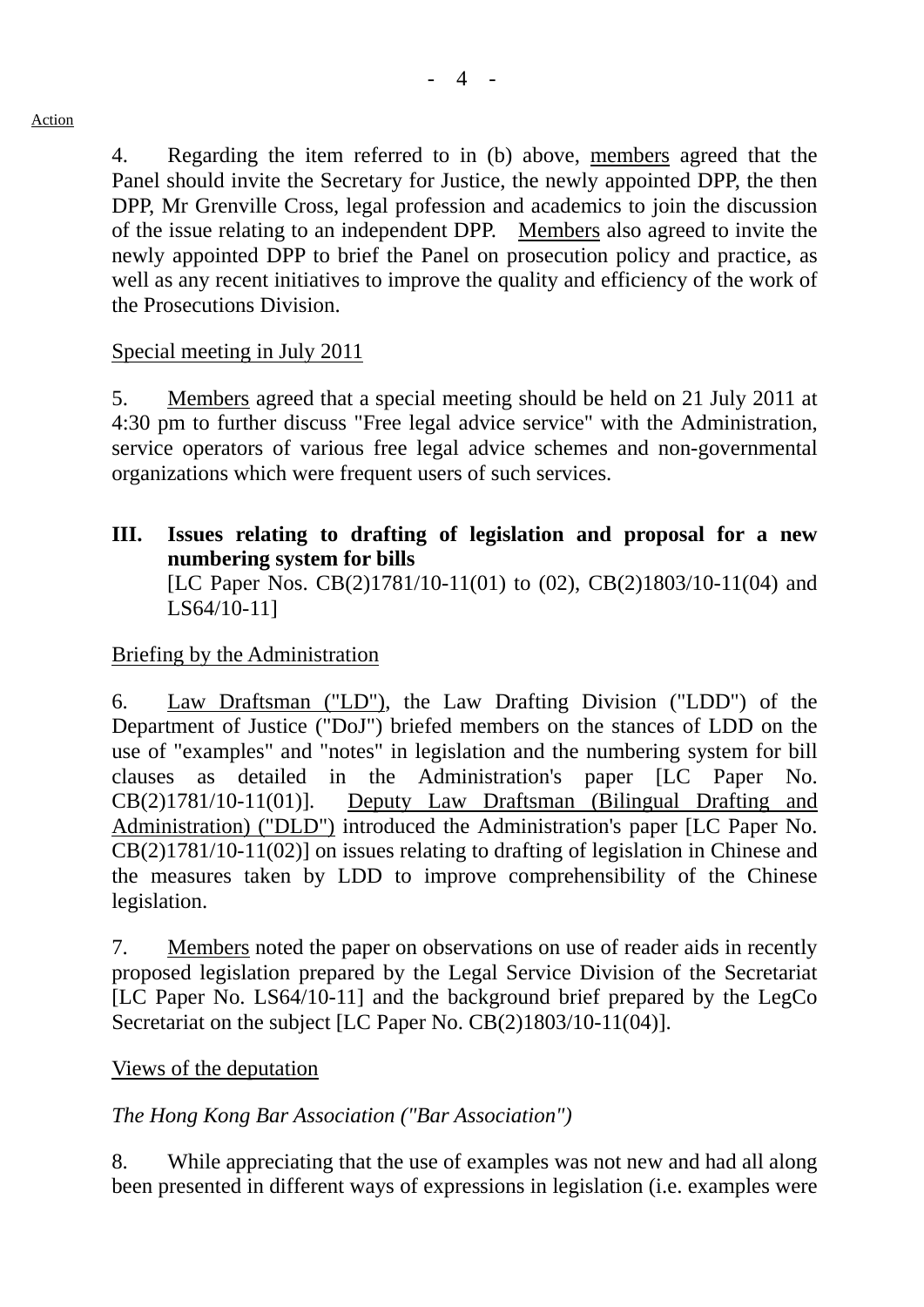Action

4. Regarding the item referred to in (b) above, members agreed that the Panel should invite the Secretary for Justice, the newly appointed DPP, the then DPP, Mr Grenville Cross, legal profession and academics to join the discussion of the issue relating to an independent DPP. Members also agreed to invite the newly appointed DPP to brief the Panel on prosecution policy and practice, as well as any recent initiatives to improve the quality and efficiency of the work of the Prosecutions Division.

Special meeting in July 2011

5. Members agreed that a special meeting should be held on 21 July 2011 at 4:30 pm to further discuss "Free legal advice service" with the Administration, service operators of various free legal advice schemes and non-governmental organizations which were frequent users of such services.

**III. Issues relating to drafting of legislation and proposal for a new numbering system for bills**
[LC Paper Nos. CB(2)1781/10-11(01) to (02), CB(2)1803/10-11(04) and LS64/10-11]

Briefing by the Administration

6. Law Draftsman ("LD"), the Law Drafting Division ("LDD") of the Department of Justice ("DoJ") briefed members on the stances of LDD on the use of "examples" and "notes" in legislation and the numbering system for bill clauses as detailed in the Administration's paper [LC Paper No. CB(2)1781/10-11(01)]. Deputy Law Draftsman (Bilingual Drafting and Administration) ("DLD") introduced the Administration's paper [LC Paper No. CB(2)1781/10-11(02)] on issues relating to drafting of legislation in Chinese and the measures taken by LDD to improve comprehensibility of the Chinese legislation.

7. Members noted the paper on observations on use of reader aids in recently proposed legislation prepared by the Legal Service Division of the Secretariat [LC Paper No. LS64/10-11] and the background brief prepared by the LegCo Secretariat on the subject [LC Paper No. CB(2)1803/10-11(04)].

Views of the deputation

*The Hong Kong Bar Association ("Bar Association")*

8. While appreciating that the use of examples was not new and had all along been presented in different ways of expressions in legislation (i.e. examples were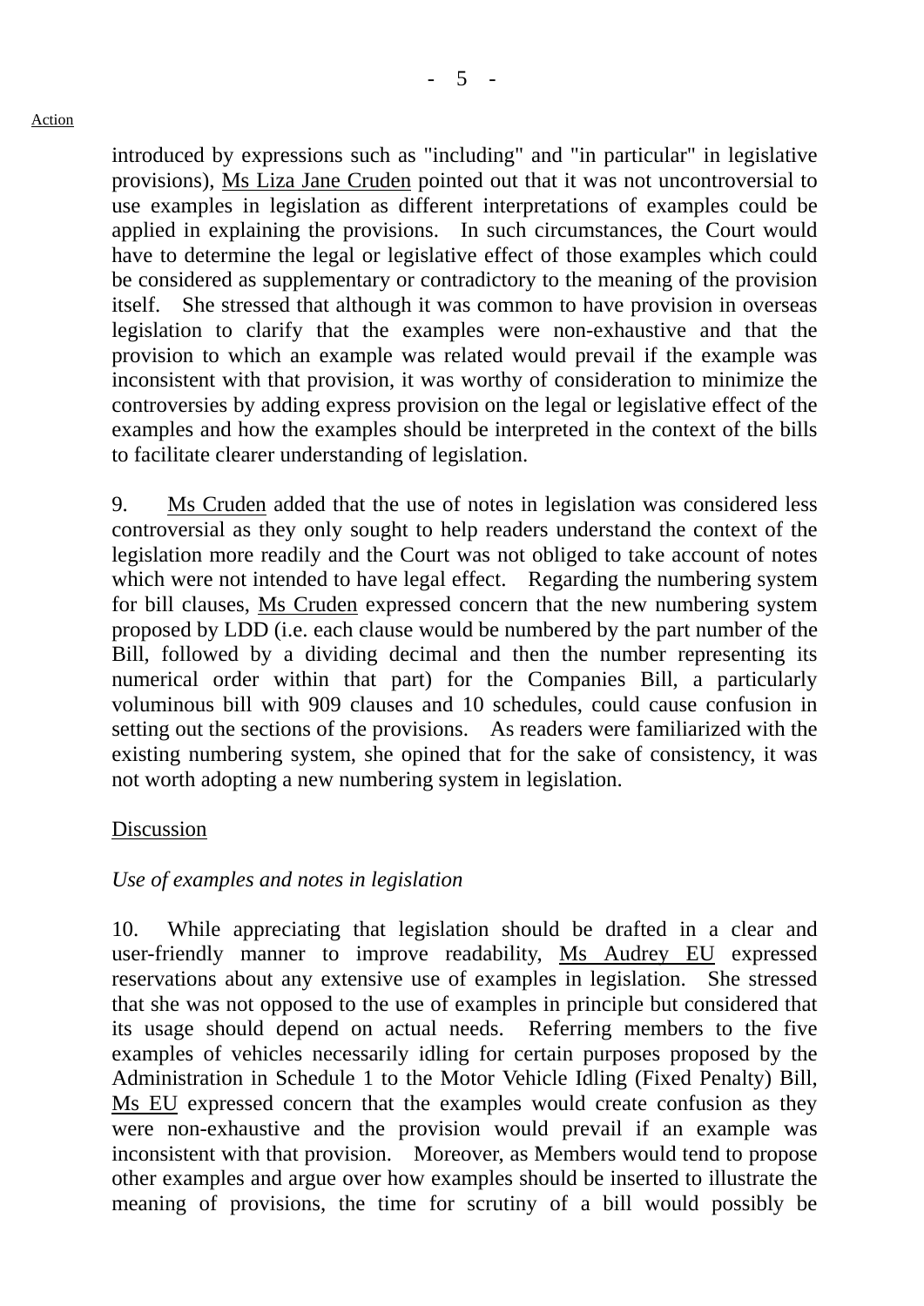introduced by expressions such as "including" and "in particular" in legislative provisions), Ms Liza Jane Cruden pointed out that it was not uncontroversial to use examples in legislation as different interpretations of examples could be applied in explaining the provisions. In such circumstances, the Court would have to determine the legal or legislative effect of those examples which could be considered as supplementary or contradictory to the meaning of the provision itself. She stressed that although it was common to have provision in overseas legislation to clarify that the examples were non-exhaustive and that the provision to which an example was related would prevail if the example was inconsistent with that provision, it was worthy of consideration to minimize the controversies by adding express provision on the legal or legislative effect of the examples and how the examples should be interpreted in the context of the bills to facilitate clearer understanding of legislation.

9. Ms Cruden added that the use of notes in legislation was considered less controversial as they only sought to help readers understand the context of the legislation more readily and the Court was not obliged to take account of notes which were not intended to have legal effect. Regarding the numbering system for bill clauses, Ms Cruden expressed concern that the new numbering system proposed by LDD (i.e. each clause would be numbered by the part number of the Bill, followed by a dividing decimal and then the number representing its numerical order within that part) for the Companies Bill, a particularly voluminous bill with 909 clauses and 10 schedules, could cause confusion in setting out the sections of the provisions. As readers were familiarized with the existing numbering system, she opined that for the sake of consistency, it was not worth adopting a new numbering system in legislation.

## Discussion

### *Use of examples and notes in legislation*

10. While appreciating that legislation should be drafted in a clear and user-friendly manner to improve readability, Ms Audrey EU expressed reservations about any extensive use of examples in legislation. She stressed that she was not opposed to the use of examples in principle but considered that its usage should depend on actual needs. Referring members to the five examples of vehicles necessarily idling for certain purposes proposed by the Administration in Schedule 1 to the Motor Vehicle Idling (Fixed Penalty) Bill, Ms EU expressed concern that the examples would create confusion as they were non-exhaustive and the provision would prevail if an example was inconsistent with that provision. Moreover, as Members would tend to propose other examples and argue over how examples should be inserted to illustrate the meaning of provisions, the time for scrutiny of a bill would possibly be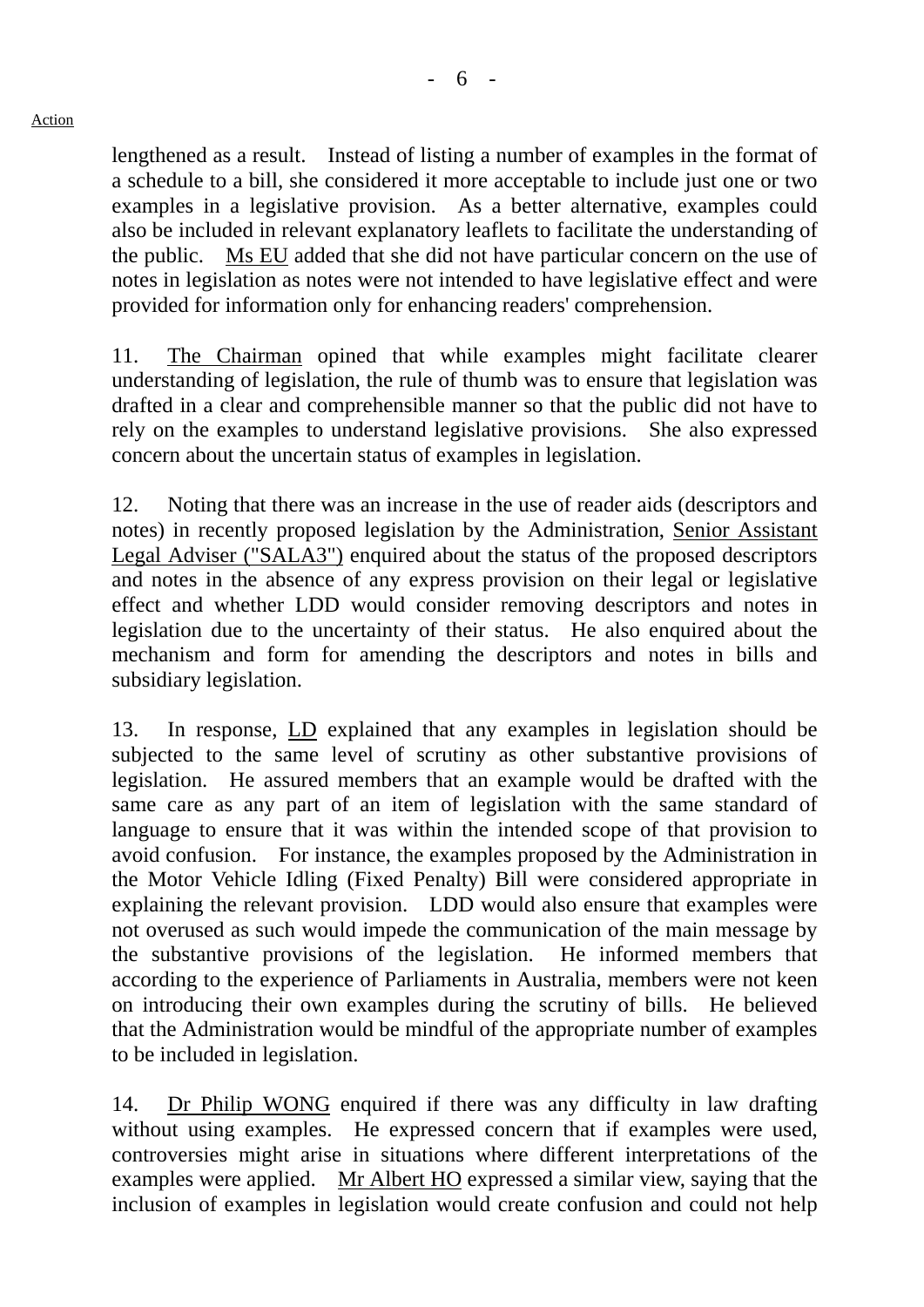Action

lengthened as a result. Instead of listing a number of examples in the format of a schedule to a bill, she considered it more acceptable to include just one or two examples in a legislative provision. As a better alternative, examples could also be included in relevant explanatory leaflets to facilitate the understanding of the public. Ms EU added that she did not have particular concern on the use of notes in legislation as notes were not intended to have legislative effect and were provided for information only for enhancing readers' comprehension.

11. The Chairman opined that while examples might facilitate clearer understanding of legislation, the rule of thumb was to ensure that legislation was drafted in a clear and comprehensible manner so that the public did not have to rely on the examples to understand legislative provisions. She also expressed concern about the uncertain status of examples in legislation.

12. Noting that there was an increase in the use of reader aids (descriptors and notes) in recently proposed legislation by the Administration, Senior Assistant Legal Adviser ("SALA3") enquired about the status of the proposed descriptors and notes in the absence of any express provision on their legal or legislative effect and whether LDD would consider removing descriptors and notes in legislation due to the uncertainty of their status. He also enquired about the mechanism and form for amending the descriptors and notes in bills and subsidiary legislation.

13. In response, LD explained that any examples in legislation should be subjected to the same level of scrutiny as other substantive provisions of legislation. He assured members that an example would be drafted with the same care as any part of an item of legislation with the same standard of language to ensure that it was within the intended scope of that provision to avoid confusion. For instance, the examples proposed by the Administration in the Motor Vehicle Idling (Fixed Penalty) Bill were considered appropriate in explaining the relevant provision. LDD would also ensure that examples were not overused as such would impede the communication of the main message by the substantive provisions of the legislation. He informed members that according to the experience of Parliaments in Australia, members were not keen on introducing their own examples during the scrutiny of bills. He believed that the Administration would be mindful of the appropriate number of examples to be included in legislation.

14. Dr Philip WONG enquired if there was any difficulty in law drafting without using examples. He expressed concern that if examples were used, controversies might arise in situations where different interpretations of the examples were applied. Mr Albert HO expressed a similar view, saying that the inclusion of examples in legislation would create confusion and could not help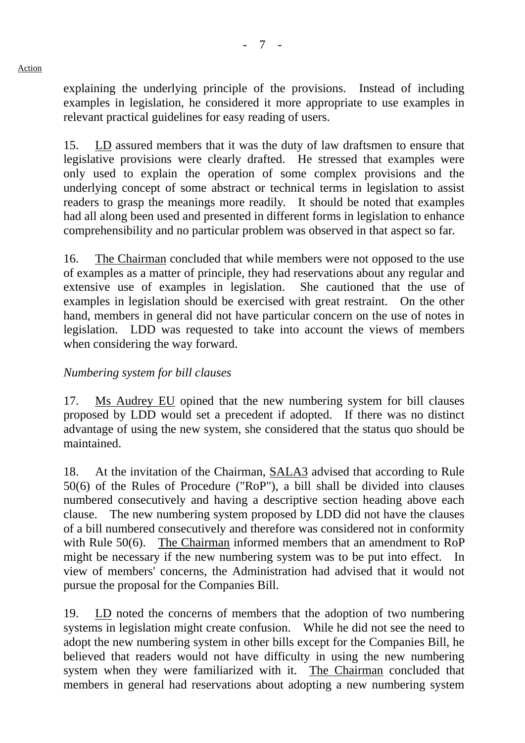Action

explaining the underlying principle of the provisions. Instead of including examples in legislation, he considered it more appropriate to use examples in relevant practical guidelines for easy reading of users.

15. LD assured members that it was the duty of law draftsmen to ensure that legislative provisions were clearly drafted. He stressed that examples were only used to explain the operation of some complex provisions and the underlying concept of some abstract or technical terms in legislation to assist readers to grasp the meanings more readily. It should be noted that examples had all along been used and presented in different forms in legislation to enhance comprehensibility and no particular problem was observed in that aspect so far.

16. The Chairman concluded that while members were not opposed to the use of examples as a matter of principle, they had reservations about any regular and extensive use of examples in legislation. She cautioned that the use of examples in legislation should be exercised with great restraint. On the other hand, members in general did not have particular concern on the use of notes in legislation. LDD was requested to take into account the views of members when considering the way forward.

*Numbering system for bill clauses*

17. Ms Audrey EU opined that the new numbering system for bill clauses proposed by LDD would set a precedent if adopted. If there was no distinct advantage of using the new system, she considered that the status quo should be maintained.

18. At the invitation of the Chairman, SALA3 advised that according to Rule 50(6) of the Rules of Procedure ("RoP"), a bill shall be divided into clauses numbered consecutively and having a descriptive section heading above each clause. The new numbering system proposed by LDD did not have the clauses of a bill numbered consecutively and therefore was considered not in conformity with Rule 50(6). The Chairman informed members that an amendment to RoP might be necessary if the new numbering system was to be put into effect. In view of members' concerns, the Administration had advised that it would not pursue the proposal for the Companies Bill.

19. LD noted the concerns of members that the adoption of two numbering systems in legislation might create confusion. While he did not see the need to adopt the new numbering system in other bills except for the Companies Bill, he believed that readers would not have difficulty in using the new numbering system when they were familiarized with it. The Chairman concluded that members in general had reservations about adopting a new numbering system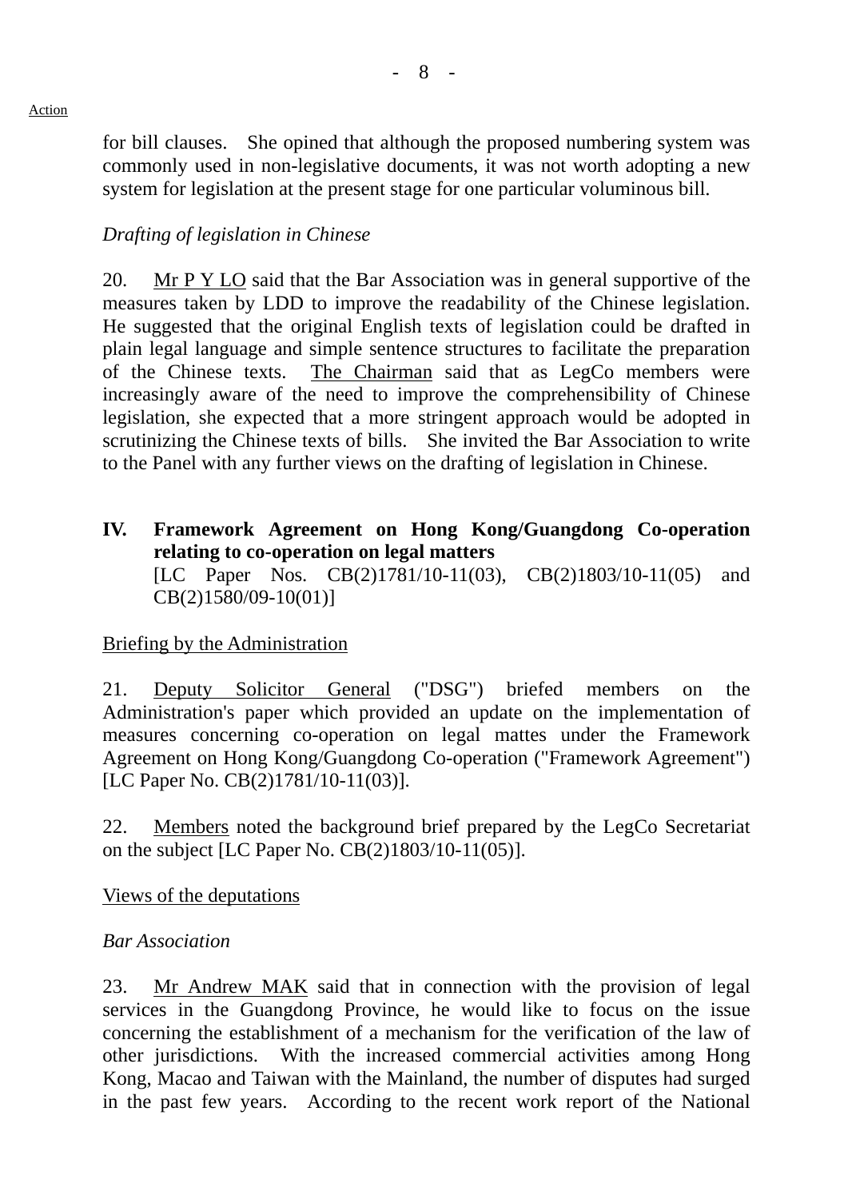for bill clauses. She opined that although the proposed numbering system was commonly used in non-legislative documents, it was not worth adopting a new system for legislation at the present stage for one particular voluminous bill.

*Drafting of legislation in Chinese*

20. Mr P Y LO said that the Bar Association was in general supportive of the measures taken by LDD to improve the readability of the Chinese legislation. He suggested that the original English texts of legislation could be drafted in plain legal language and simple sentence structures to facilitate the preparation of the Chinese texts. The Chairman said that as LegCo members were increasingly aware of the need to improve the comprehensibility of Chinese legislation, she expected that a more stringent approach would be adopted in scrutinizing the Chinese texts of bills. She invited the Bar Association to write to the Panel with any further views on the drafting of legislation in Chinese.

## IV. Framework Agreement on Hong Kong/Guangdong Co-operation relating to co-operation on legal matters

[LC Paper Nos. CB(2)1781/10-11(03), CB(2)1803/10-11(05) and CB(2)1580/09-10(01)]

Briefing by the Administration

21. Deputy Solicitor General ("DSG") briefed members on the Administration's paper which provided an update on the implementation of measures concerning co-operation on legal mattes under the Framework Agreement on Hong Kong/Guangdong Co-operation ("Framework Agreement") [LC Paper No. CB(2)1781/10-11(03)].

22. Members noted the background brief prepared by the LegCo Secretariat on the subject [LC Paper No. CB(2)1803/10-11(05)].

Views of the deputations

*Bar Association*

23. Mr Andrew MAK said that in connection with the provision of legal services in the Guangdong Province, he would like to focus on the issue concerning the establishment of a mechanism for the verification of the law of other jurisdictions. With the increased commercial activities among Hong Kong, Macao and Taiwan with the Mainland, the number of disputes had surged in the past few years. According to the recent work report of the National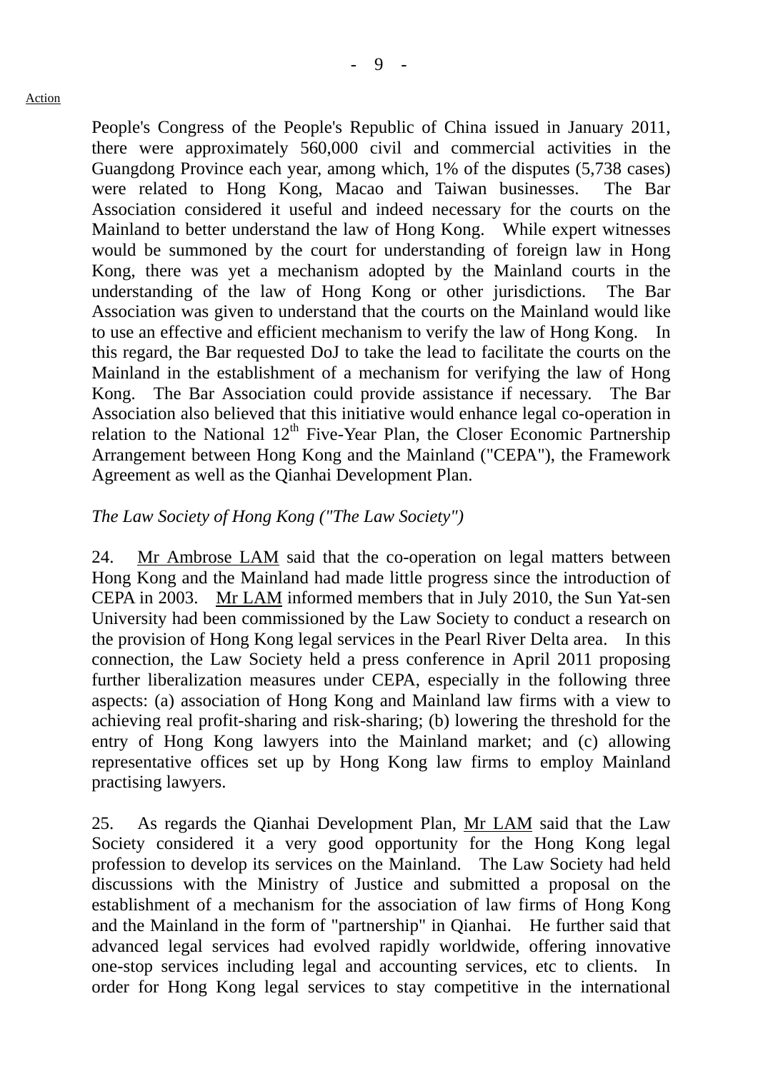Action

People's Congress of the People's Republic of China issued in January 2011, there were approximately 560,000 civil and commercial activities in the Guangdong Province each year, among which, 1% of the disputes (5,738 cases) were related to Hong Kong, Macao and Taiwan businesses. The Bar Association considered it useful and indeed necessary for the courts on the Mainland to better understand the law of Hong Kong. While expert witnesses would be summoned by the court for understanding of foreign law in Hong Kong, there was yet a mechanism adopted by the Mainland courts in the understanding of the law of Hong Kong or other jurisdictions. The Bar Association was given to understand that the courts on the Mainland would like to use an effective and efficient mechanism to verify the law of Hong Kong. In this regard, the Bar requested DoJ to take the lead to facilitate the courts on the Mainland in the establishment of a mechanism for verifying the law of Hong Kong. The Bar Association could provide assistance if necessary. The Bar Association also believed that this initiative would enhance legal co-operation in relation to the National 12th Five-Year Plan, the Closer Economic Partnership Arrangement between Hong Kong and the Mainland ("CEPA"), the Framework Agreement as well as the Qianhai Development Plan.

*The Law Society of Hong Kong ("The Law Society")*

24. Mr Ambrose LAM said that the co-operation on legal matters between Hong Kong and the Mainland had made little progress since the introduction of CEPA in 2003. Mr LAM informed members that in July 2010, the Sun Yat-sen University had been commissioned by the Law Society to conduct a research on the provision of Hong Kong legal services in the Pearl River Delta area. In this connection, the Law Society held a press conference in April 2011 proposing further liberalization measures under CEPA, especially in the following three aspects: (a) association of Hong Kong and Mainland law firms with a view to achieving real profit-sharing and risk-sharing; (b) lowering the threshold for the entry of Hong Kong lawyers into the Mainland market; and (c) allowing representative offices set up by Hong Kong law firms to employ Mainland practising lawyers.

25. As regards the Qianhai Development Plan, Mr LAM said that the Law Society considered it a very good opportunity for the Hong Kong legal profession to develop its services on the Mainland. The Law Society had held discussions with the Ministry of Justice and submitted a proposal on the establishment of a mechanism for the association of law firms of Hong Kong and the Mainland in the form of "partnership" in Qianhai. He further said that advanced legal services had evolved rapidly worldwide, offering innovative one-stop services including legal and accounting services, etc to clients. In order for Hong Kong legal services to stay competitive in the international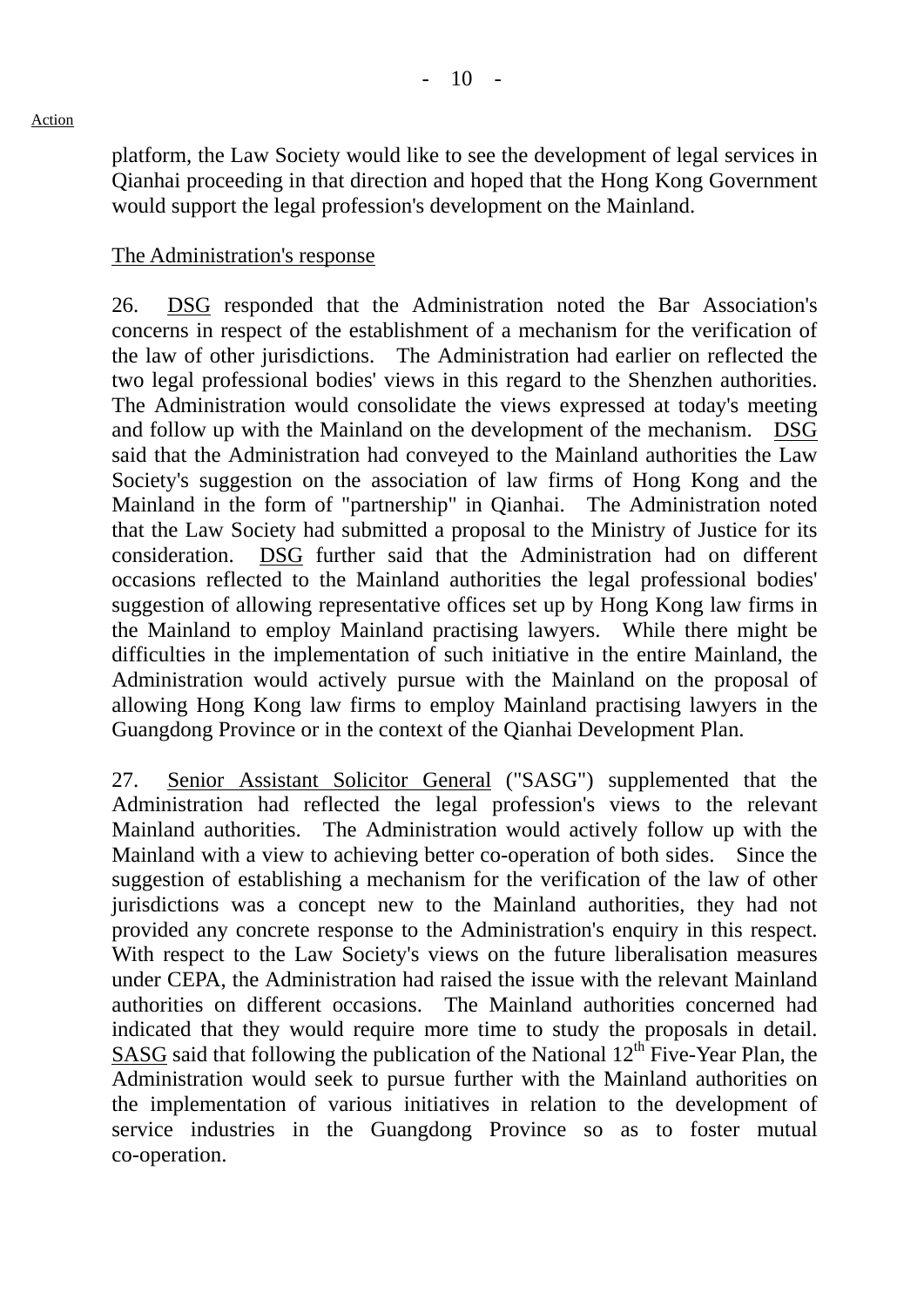platform, the Law Society would like to see the development of legal services in Qianhai proceeding in that direction and hoped that the Hong Kong Government would support the legal profession's development on the Mainland.

The Administration's response

26. DSG responded that the Administration noted the Bar Association's concerns in respect of the establishment of a mechanism for the verification of the law of other jurisdictions. The Administration had earlier on reflected the two legal professional bodies' views in this regard to the Shenzhen authorities. The Administration would consolidate the views expressed at today's meeting and follow up with the Mainland on the development of the mechanism. DSG said that the Administration had conveyed to the Mainland authorities the Law Society's suggestion on the association of law firms of Hong Kong and the Mainland in the form of "partnership" in Qianhai. The Administration noted that the Law Society had submitted a proposal to the Ministry of Justice for its consideration. DSG further said that the Administration had on different occasions reflected to the Mainland authorities the legal professional bodies' suggestion of allowing representative offices set up by Hong Kong law firms in the Mainland to employ Mainland practising lawyers. While there might be difficulties in the implementation of such initiative in the entire Mainland, the Administration would actively pursue with the Mainland on the proposal of allowing Hong Kong law firms to employ Mainland practising lawyers in the Guangdong Province or in the context of the Qianhai Development Plan.

27. Senior Assistant Solicitor General ("SASG") supplemented that the Administration had reflected the legal profession's views to the relevant Mainland authorities. The Administration would actively follow up with the Mainland with a view to achieving better co-operation of both sides. Since the suggestion of establishing a mechanism for the verification of the law of other jurisdictions was a concept new to the Mainland authorities, they had not provided any concrete response to the Administration's enquiry in this respect. With respect to the Law Society's views on the future liberalisation measures under CEPA, the Administration had raised the issue with the relevant Mainland authorities on different occasions. The Mainland authorities concerned had indicated that they would require more time to study the proposals in detail. SASG said that following the publication of the National 12th Five-Year Plan, the Administration would seek to pursue further with the Mainland authorities on the implementation of various initiatives in relation to the development of service industries in the Guangdong Province so as to foster mutual co-operation.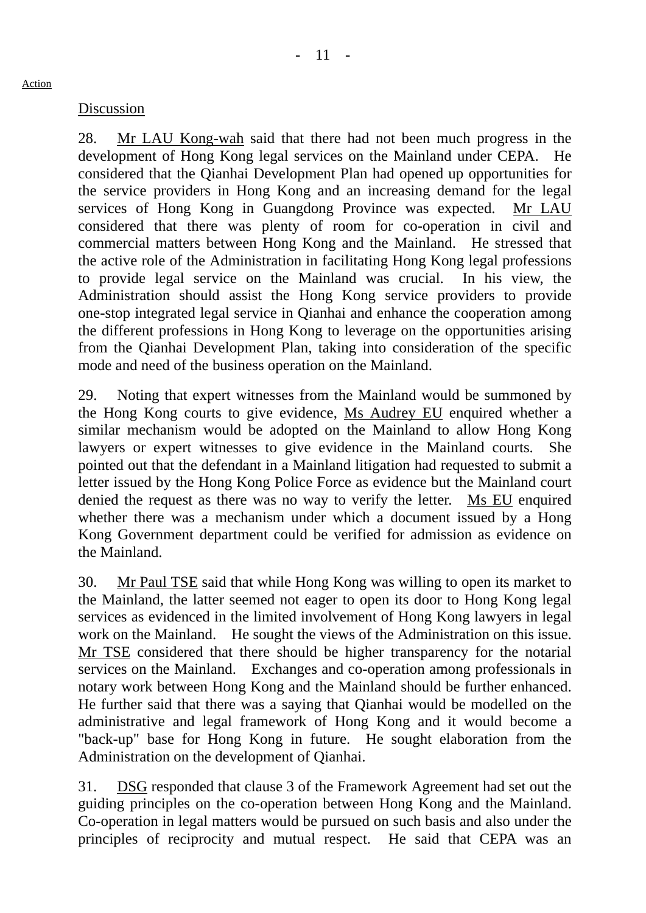Action

Discussion

28. Mr LAU Kong-wah said that there had not been much progress in the development of Hong Kong legal services on the Mainland under CEPA. He considered that the Qianhai Development Plan had opened up opportunities for the service providers in Hong Kong and an increasing demand for the legal services of Hong Kong in Guangdong Province was expected. Mr LAU considered that there was plenty of room for co-operation in civil and commercial matters between Hong Kong and the Mainland. He stressed that the active role of the Administration in facilitating Hong Kong legal professions to provide legal service on the Mainland was crucial. In his view, the Administration should assist the Hong Kong service providers to provide one-stop integrated legal service in Qianhai and enhance the cooperation among the different professions in Hong Kong to leverage on the opportunities arising from the Qianhai Development Plan, taking into consideration of the specific mode and need of the business operation on the Mainland.

29. Noting that expert witnesses from the Mainland would be summoned by the Hong Kong courts to give evidence, Ms Audrey EU enquired whether a similar mechanism would be adopted on the Mainland to allow Hong Kong lawyers or expert witnesses to give evidence in the Mainland courts. She pointed out that the defendant in a Mainland litigation had requested to submit a letter issued by the Hong Kong Police Force as evidence but the Mainland court denied the request as there was no way to verify the letter. Ms EU enquired whether there was a mechanism under which a document issued by a Hong Kong Government department could be verified for admission as evidence on the Mainland.

30. Mr Paul TSE said that while Hong Kong was willing to open its market to the Mainland, the latter seemed not eager to open its door to Hong Kong legal services as evidenced in the limited involvement of Hong Kong lawyers in legal work on the Mainland. He sought the views of the Administration on this issue. Mr TSE considered that there should be higher transparency for the notarial services on the Mainland. Exchanges and co-operation among professionals in notary work between Hong Kong and the Mainland should be further enhanced. He further said that there was a saying that Qianhai would be modelled on the administrative and legal framework of Hong Kong and it would become a "back-up" base for Hong Kong in future. He sought elaboration from the Administration on the development of Qianhai.

31. DSG responded that clause 3 of the Framework Agreement had set out the guiding principles on the co-operation between Hong Kong and the Mainland. Co-operation in legal matters would be pursued on such basis and also under the principles of reciprocity and mutual respect. He said that CEPA was an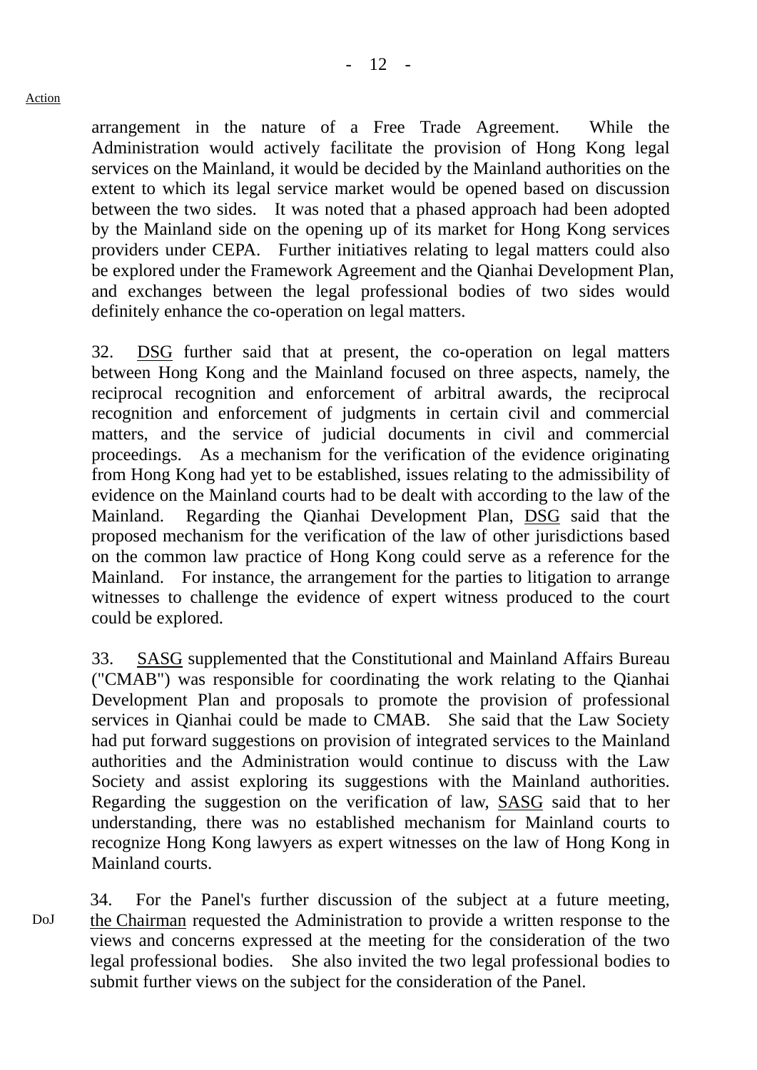Action

arrangement in the nature of a Free Trade Agreement. While the Administration would actively facilitate the provision of Hong Kong legal services on the Mainland, it would be decided by the Mainland authorities on the extent to which its legal service market would be opened based on discussion between the two sides. It was noted that a phased approach had been adopted by the Mainland side on the opening up of its market for Hong Kong services providers under CEPA. Further initiatives relating to legal matters could also be explored under the Framework Agreement and the Qianhai Development Plan, and exchanges between the legal professional bodies of two sides would definitely enhance the co-operation on legal matters.

32. DSG further said that at present, the co-operation on legal matters between Hong Kong and the Mainland focused on three aspects, namely, the reciprocal recognition and enforcement of arbitral awards, the reciprocal recognition and enforcement of judgments in certain civil and commercial matters, and the service of judicial documents in civil and commercial proceedings. As a mechanism for the verification of the evidence originating from Hong Kong had yet to be established, issues relating to the admissibility of evidence on the Mainland courts had to be dealt with according to the law of the Mainland. Regarding the Qianhai Development Plan, DSG said that the proposed mechanism for the verification of the law of other jurisdictions based on the common law practice of Hong Kong could serve as a reference for the Mainland. For instance, the arrangement for the parties to litigation to arrange witnesses to challenge the evidence of expert witness produced to the court could be explored.

33. SASG supplemented that the Constitutional and Mainland Affairs Bureau ("CMAB") was responsible for coordinating the work relating to the Qianhai Development Plan and proposals to promote the provision of professional services in Qianhai could be made to CMAB. She said that the Law Society had put forward suggestions on provision of integrated services to the Mainland authorities and the Administration would continue to discuss with the Law Society and assist exploring its suggestions with the Mainland authorities. Regarding the suggestion on the verification of law, SASG said that to her understanding, there was no established mechanism for Mainland courts to recognize Hong Kong lawyers as expert witnesses on the law of Hong Kong in Mainland courts.

DoJ

34. For the Panel's further discussion of the subject at a future meeting, the Chairman requested the Administration to provide a written response to the views and concerns expressed at the meeting for the consideration of the two legal professional bodies. She also invited the two legal professional bodies to submit further views on the subject for the consideration of the Panel.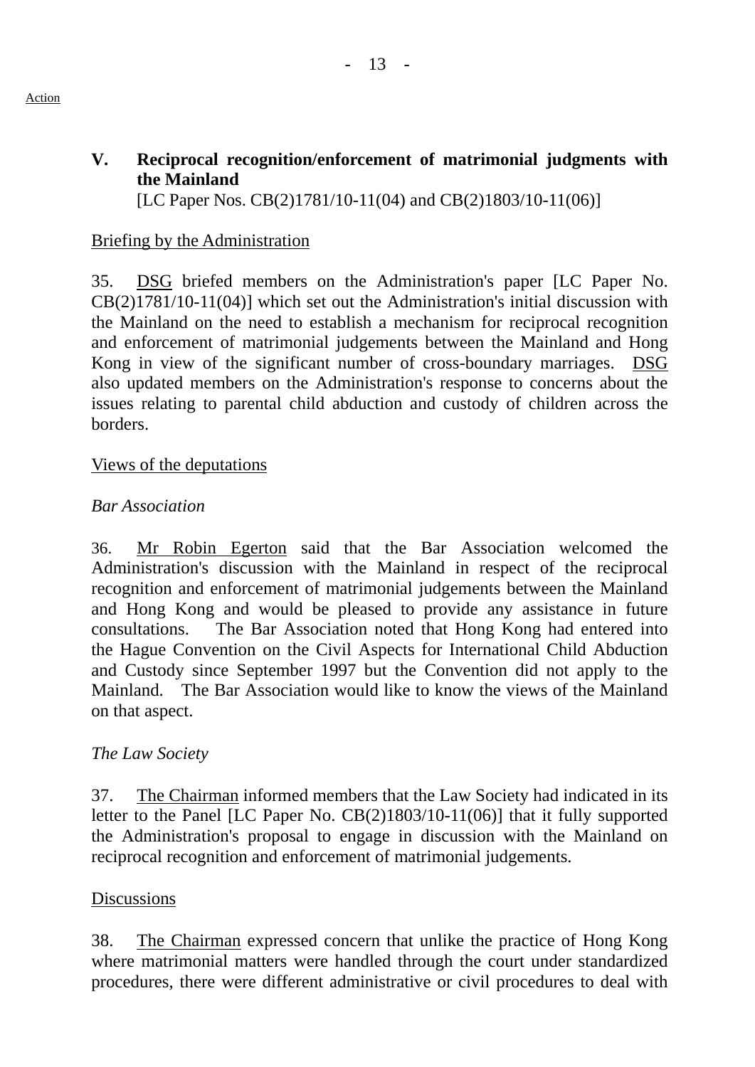Action

## V. Reciprocal recognition/enforcement of matrimonial judgments with the Mainland

[LC Paper Nos. CB(2)1781/10-11(04) and CB(2)1803/10-11(06)]

Briefing by the Administration

35. DSG briefed members on the Administration's paper [LC Paper No. CB(2)1781/10-11(04)] which set out the Administration's initial discussion with the Mainland on the need to establish a mechanism for reciprocal recognition and enforcement of matrimonial judgements between the Mainland and Hong Kong in view of the significant number of cross-boundary marriages. DSG also updated members on the Administration's response to concerns about the issues relating to parental child abduction and custody of children across the borders.

Views of the deputations

*Bar Association*

36. Mr Robin Egerton said that the Bar Association welcomed the Administration's discussion with the Mainland in respect of the reciprocal recognition and enforcement of matrimonial judgements between the Mainland and Hong Kong and would be pleased to provide any assistance in future consultations. The Bar Association noted that Hong Kong had entered into the Hague Convention on the Civil Aspects for International Child Abduction and Custody since September 1997 but the Convention did not apply to the Mainland. The Bar Association would like to know the views of the Mainland on that aspect.

*The Law Society*

37. The Chairman informed members that the Law Society had indicated in its letter to the Panel [LC Paper No. CB(2)1803/10-11(06)] that it fully supported the Administration's proposal to engage in discussion with the Mainland on reciprocal recognition and enforcement of matrimonial judgements.

Discussions

38. The Chairman expressed concern that unlike the practice of Hong Kong where matrimonial matters were handled through the court under standardized procedures, there were different administrative or civil procedures to deal with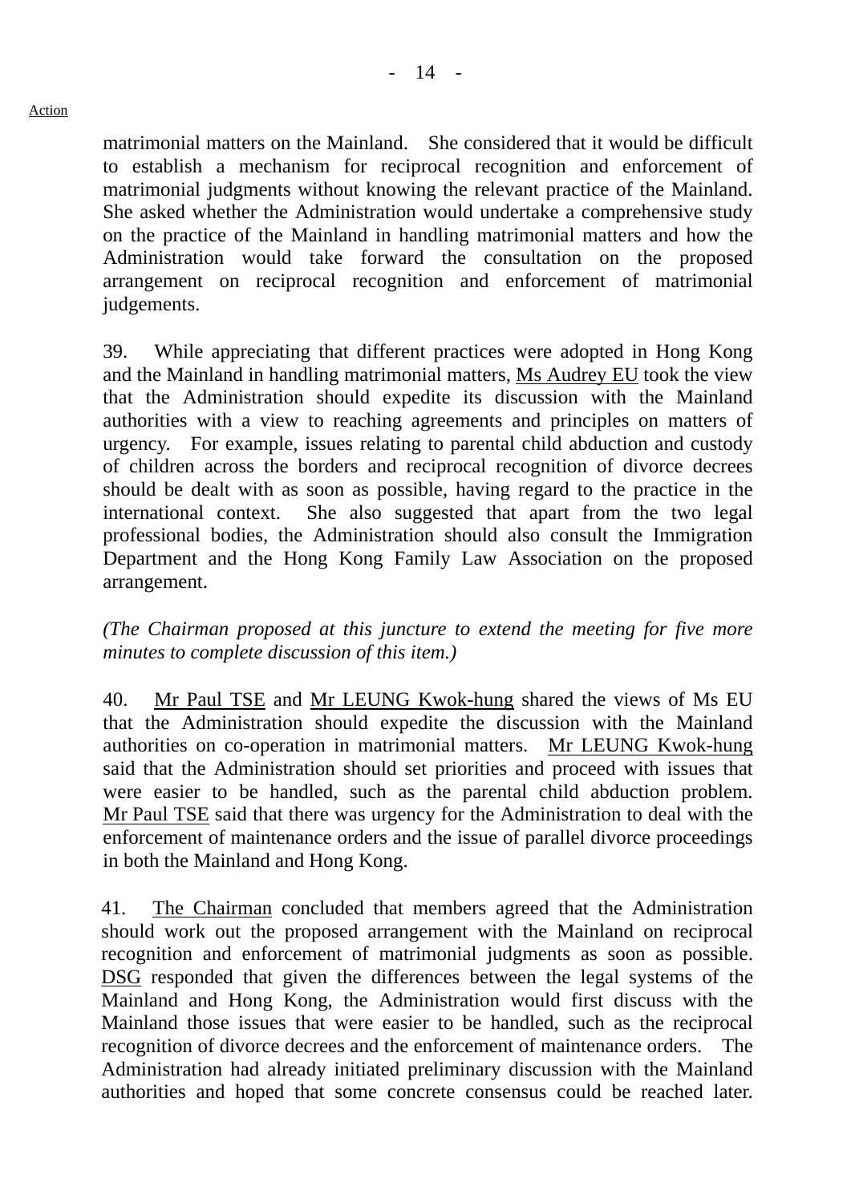Action

matrimonial matters on the Mainland. She considered that it would be difficult to establish a mechanism for reciprocal recognition and enforcement of matrimonial judgments without knowing the relevant practice of the Mainland. She asked whether the Administration would undertake a comprehensive study on the practice of the Mainland in handling matrimonial matters and how the Administration would take forward the consultation on the proposed arrangement on reciprocal recognition and enforcement of matrimonial judgements.

39. While appreciating that different practices were adopted in Hong Kong and the Mainland in handling matrimonial matters, Ms Audrey EU took the view that the Administration should expedite its discussion with the Mainland authorities with a view to reaching agreements and principles on matters of urgency. For example, issues relating to parental child abduction and custody of children across the borders and reciprocal recognition of divorce decrees should be dealt with as soon as possible, having regard to the practice in the international context. She also suggested that apart from the two legal professional bodies, the Administration should also consult the Immigration Department and the Hong Kong Family Law Association on the proposed arrangement.

*(The Chairman proposed at this juncture to extend the meeting for five more minutes to complete discussion of this item.)*

40. Mr Paul TSE and Mr LEUNG Kwok-hung shared the views of Ms EU that the Administration should expedite the discussion with the Mainland authorities on co-operation in matrimonial matters. Mr LEUNG Kwok-hung said that the Administration should set priorities and proceed with issues that were easier to be handled, such as the parental child abduction problem. Mr Paul TSE said that there was urgency for the Administration to deal with the enforcement of maintenance orders and the issue of parallel divorce proceedings in both the Mainland and Hong Kong.

41. The Chairman concluded that members agreed that the Administration should work out the proposed arrangement with the Mainland on reciprocal recognition and enforcement of matrimonial judgments as soon as possible. DSG responded that given the differences between the legal systems of the Mainland and Hong Kong, the Administration would first discuss with the Mainland those issues that were easier to be handled, such as the reciprocal recognition of divorce decrees and the enforcement of maintenance orders. The Administration had already initiated preliminary discussion with the Mainland authorities and hoped that some concrete consensus could be reached later.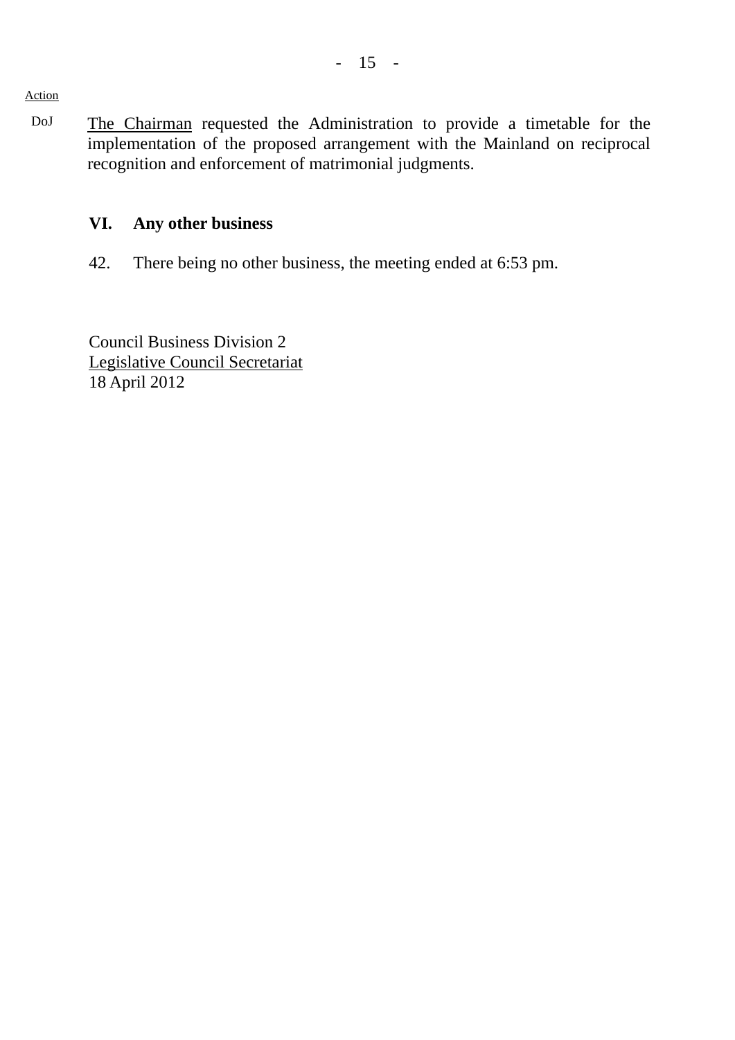Action

DoJ

The Chairman requested the Administration to provide a timetable for the implementation of the proposed arrangement with the Mainland on reciprocal recognition and enforcement of matrimonial judgments.

## VI. Any other business

42. There being no other business, the meeting ended at 6:53 pm.

Council Business Division 2
Legislative Council Secretariat
18 April 2012